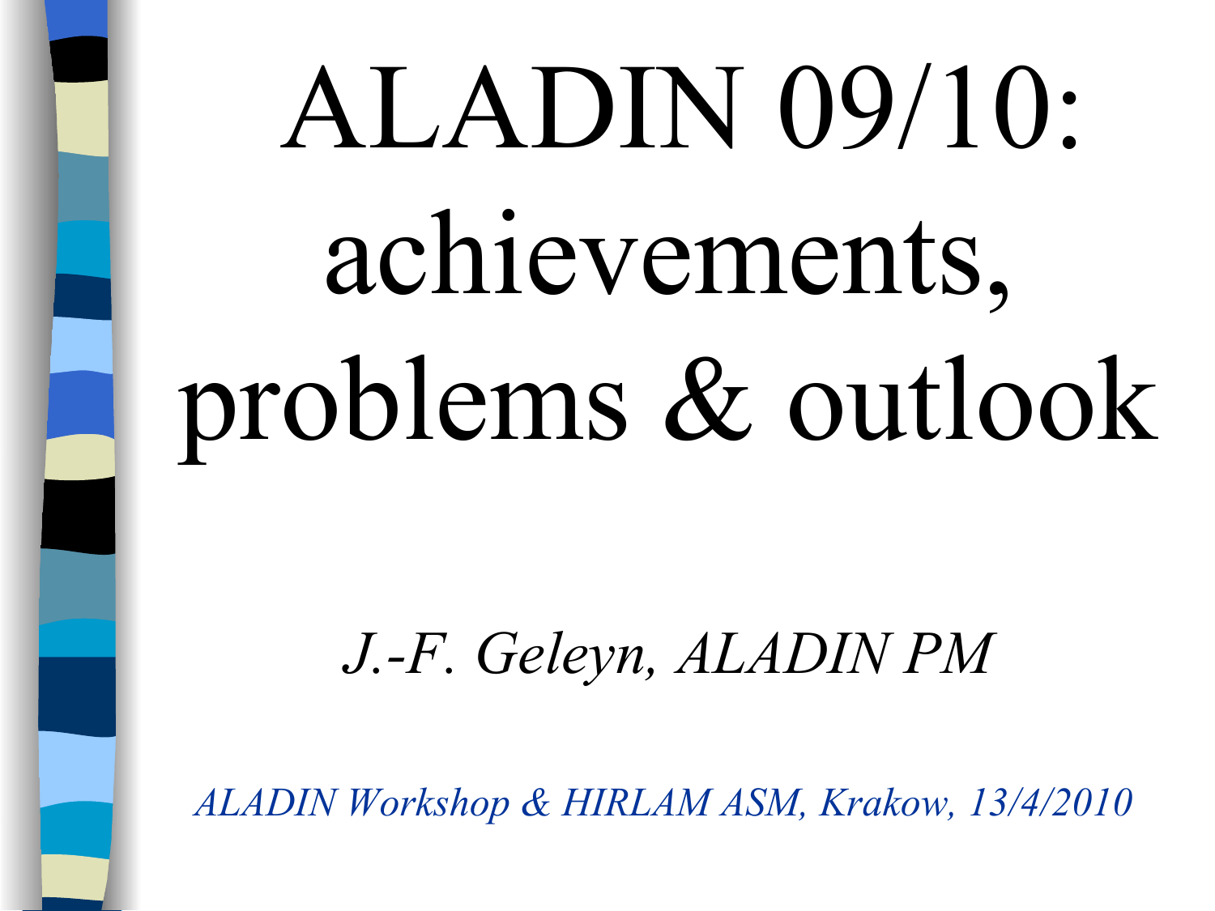# ALADIN 09/10: achievements, problems & outlook

*J.-F. Geleyn, ALADIN PM*

*ALADIN Workshop & HIRLAM ASM, Krakow, 13/4/2010*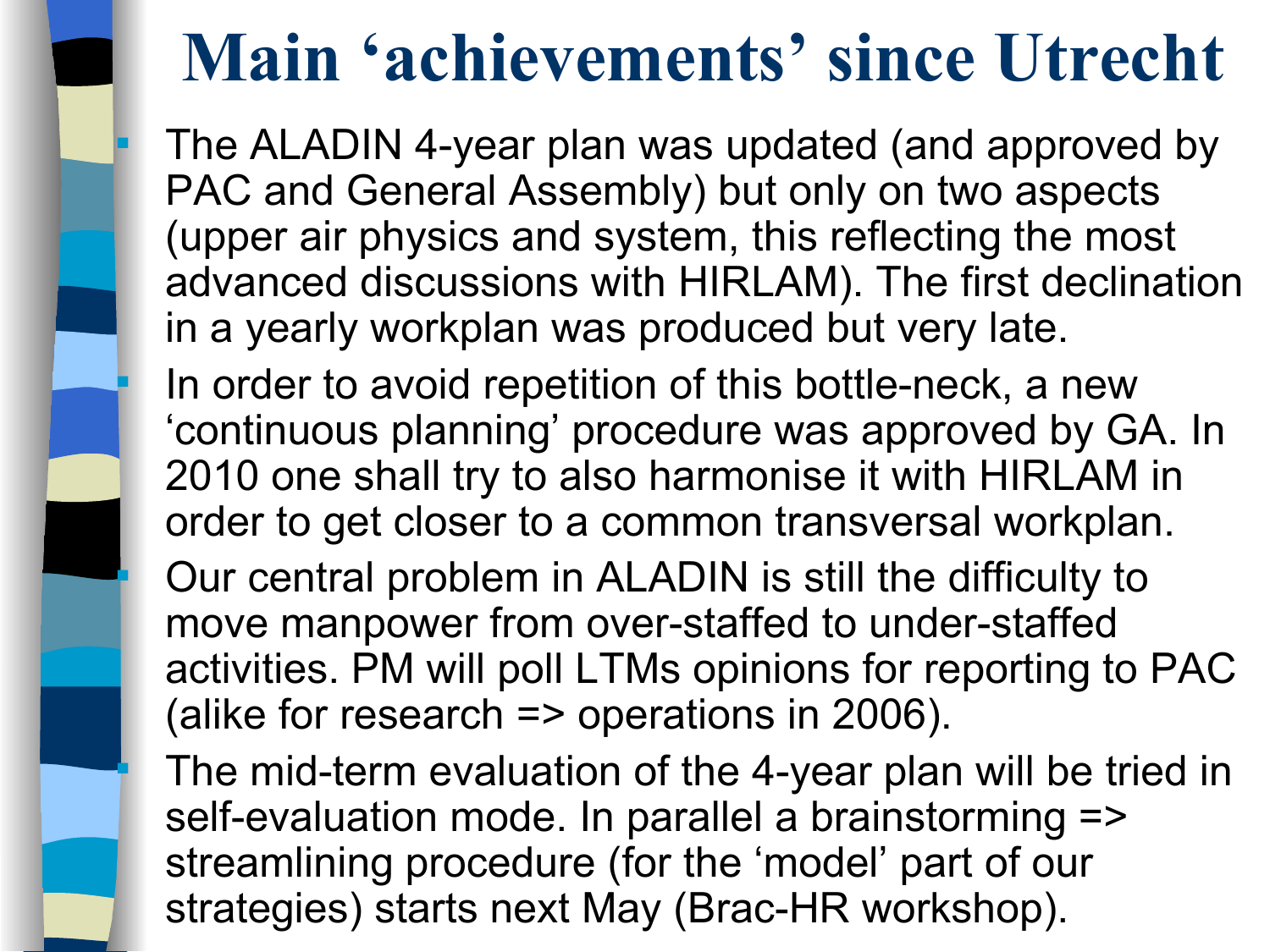# Main ‘achievements’ since Utrecht

- The ALADIN 4-year plan was updated (and approved by PAC and General Assembly) but only on two aspects (upper air physics and system, this reflecting the most advanced discussions with HIRLAM). The first declination in a yearly workplan was produced but very late.
- In order to avoid repetition of this bottle-neck, a new ‘continuous planning’ procedure was approved by GA. In 2010 one shall try to also harmonise it with HIRLAM in order to get closer to a common transversal workplan.
- Our central problem in ALADIN is still the difficulty to move manpower from over-staffed to under-staffed activities. PM will poll LTMs opinions for reporting to PAC (alike for research => operations in 2006).
- The mid-term evaluation of the 4-year plan will be tried in self-evaluation mode. In parallel a brainstorming => streamlining procedure (for the ‘model’ part of our strategies) starts next May (Brac-HR workshop).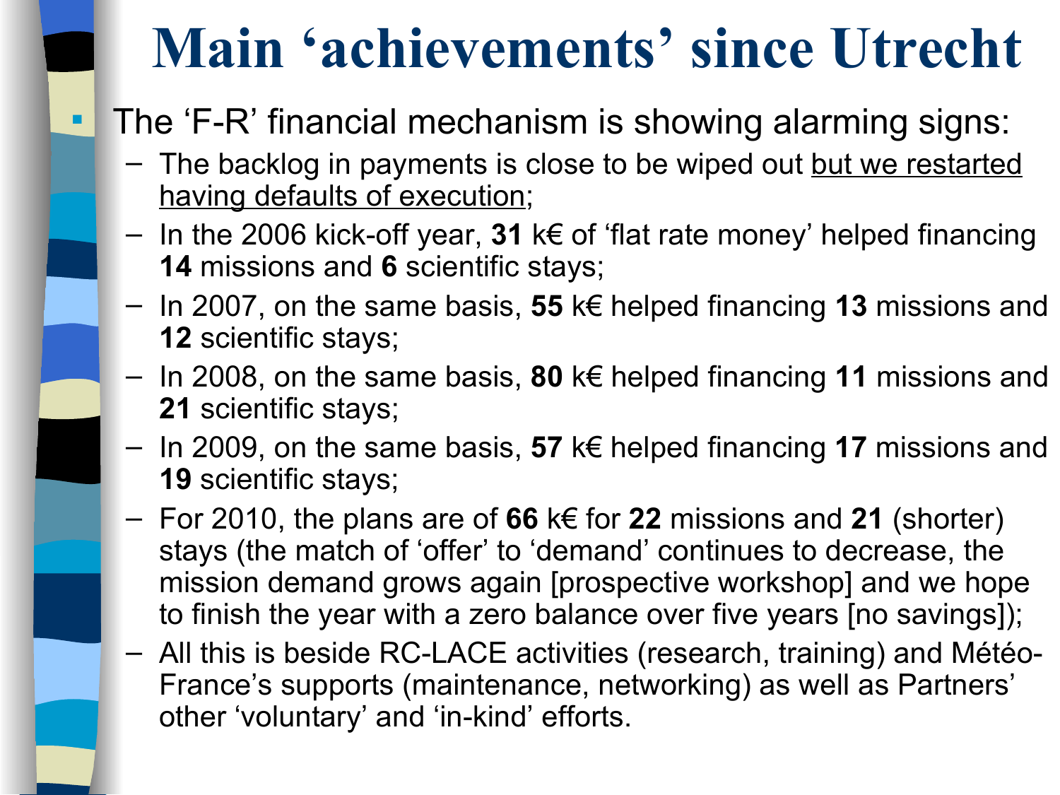# Main 'achievements' since Utrecht

- The 'F-R' financial mechanism is showing alarming signs:
  - The backlog in payments is close to be wiped out <u>but we restarted having defaults of execution</u>;
  - In the 2006 kick-off year, **31** k€ of 'flat rate money' helped financing **14** missions and **6** scientific stays;
  - In 2007, on the same basis, **55** k€ helped financing **13** missions and **12** scientific stays;
  - In 2008, on the same basis, **80** k€ helped financing **11** missions and **21** scientific stays;
  - In 2009, on the same basis, **57** k€ helped financing **17** missions and **19** scientific stays;
  - For 2010, the plans are of **66** k€ for **22** missions and **21** (shorter) stays (the match of 'offer' to 'demand' continues to decrease, the mission demand grows again [prospective workshop] and we hope to finish the year with a zero balance over five years [no savings]);
  - All this is beside RC-LACE activities (research, training) and Météo-France's supports (maintenance, networking) as well as Partners' other 'voluntary' and 'in-kind' efforts.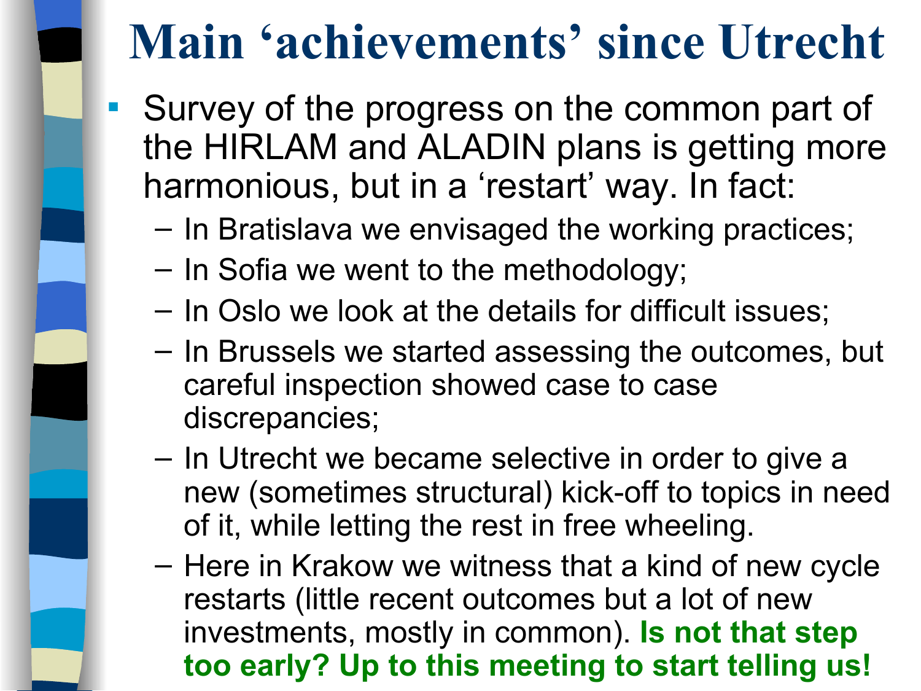# Main ‘achievements’ since Utrecht

- Survey of the progress on the common part of the HIRLAM and ALADIN plans is getting more harmonious, but in a ‘restart’ way. In fact:
  - In Bratislava we envisaged the working practices;
  - In Sofia we went to the methodology;
  - In Oslo we look at the details for difficult issues;
  - In Brussels we started assessing the outcomes, but careful inspection showed case to case discrepancies;
  - In Utrecht we became selective in order to give a new (sometimes structural) kick-off to topics in need of it, while letting the rest in free wheeling.
  - Here in Krakow we witness that a kind of new cycle restarts (little recent outcomes but a lot of new investments, mostly in common). **Is not that step too early? Up to this meeting to start telling us!**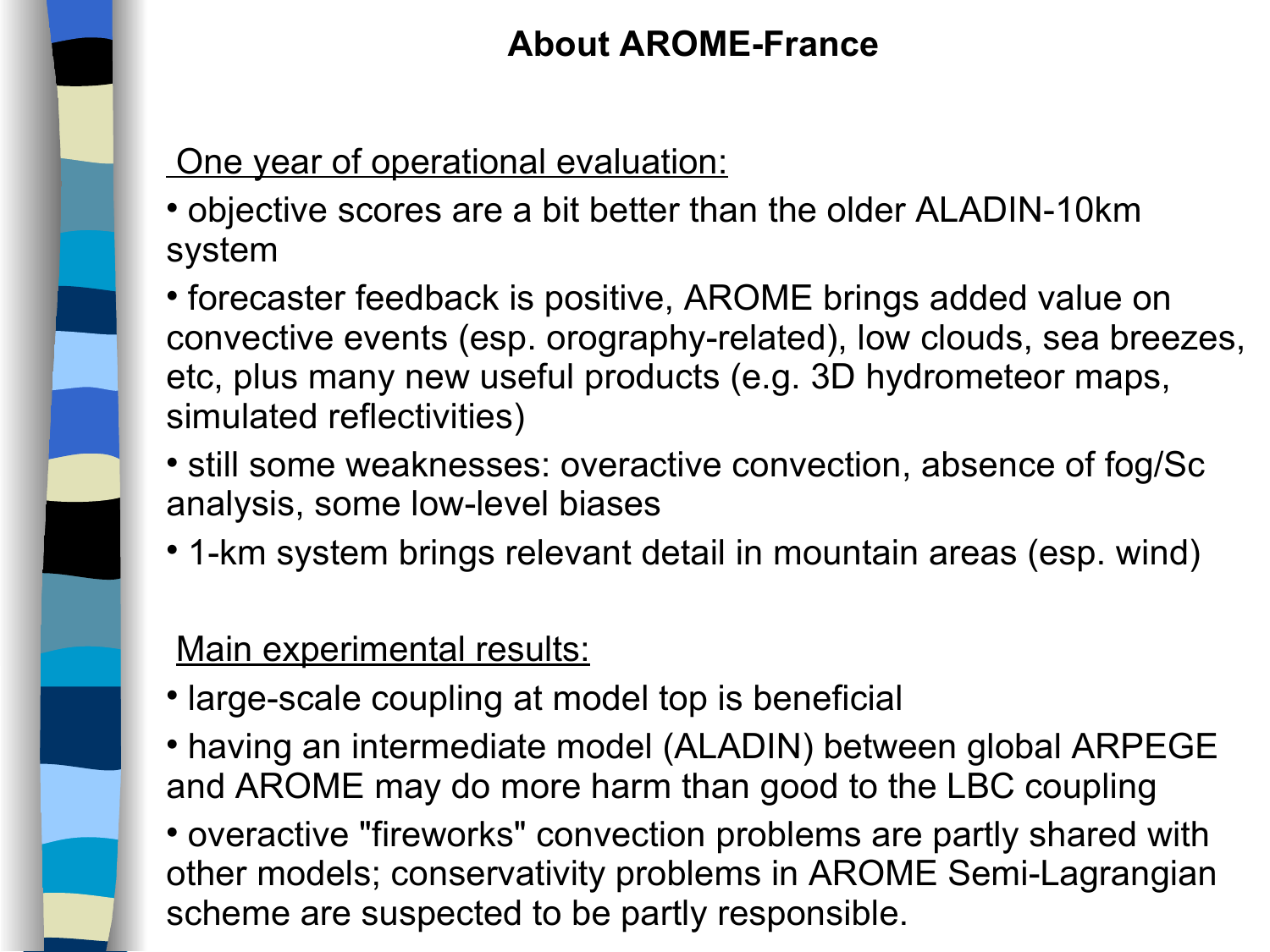# About AROME-France

One year of operational evaluation:

- objective scores are a bit better than the older ALADIN-10km system
- forecaster feedback is positive, AROME brings added value on convective events (esp. orography-related), low clouds, sea breezes, etc, plus many new useful products (e.g. 3D hydrometeor maps, simulated reflectivities)
- still some weaknesses: overactive convection, absence of fog/Sc analysis, some low-level biases
- 1-km system brings relevant detail in mountain areas (esp. wind)

Main experimental results:

- large-scale coupling at model top is beneficial
- having an intermediate model (ALADIN) between global ARPEGE and AROME may do more harm than good to the LBC coupling
- overactive "fireworks" convection problems are partly shared with other models; conservativity problems in AROME Semi-Lagrangian scheme are suspected to be partly responsible.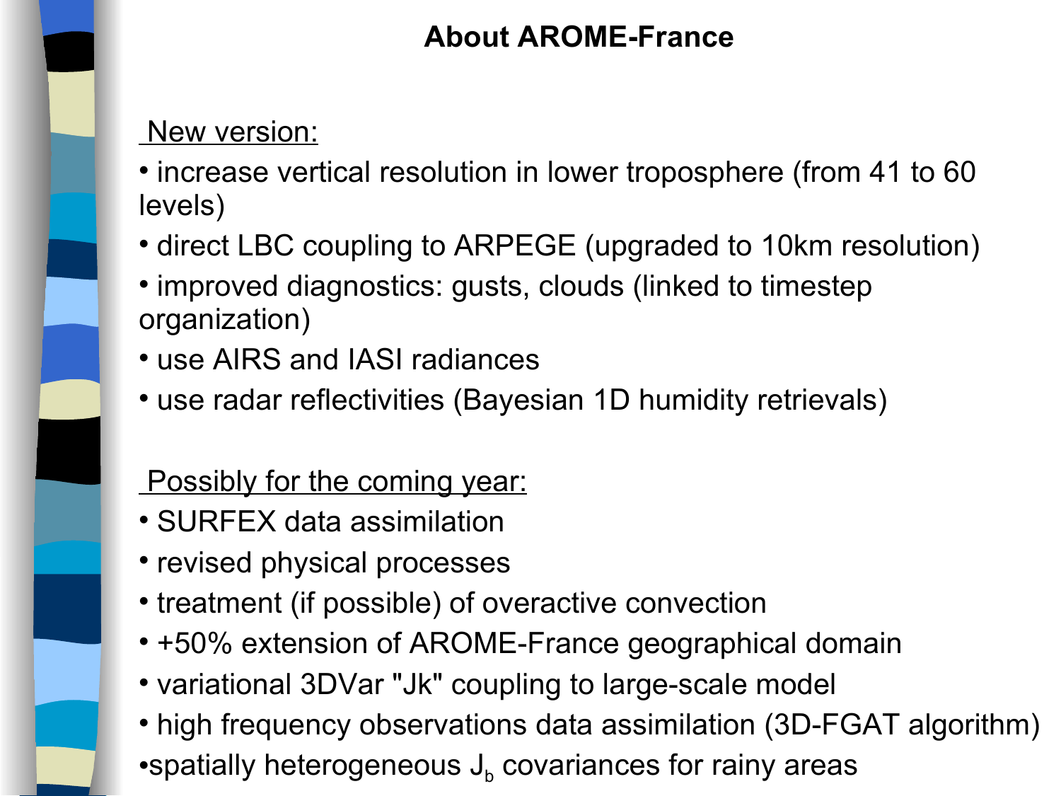# About AROME-France

New version:

- increase vertical resolution in lower troposphere (from 41 to 60 levels)
- direct LBC coupling to ARPEGE (upgraded to 10km resolution)
- improved diagnostics: gusts, clouds (linked to timestep organization)
- use AIRS and IASI radiances
- use radar reflectivities (Bayesian 1D humidity retrievals)

Possibly for the coming year:

- SURFEX data assimilation
- revised physical processes
- treatment (if possible) of overactive convection
- +50% extension of AROME-France geographical domain
- variational 3DVar "Jk" coupling to large-scale model
- high frequency observations data assimilation (3D-FGAT algorithm)
- spatially heterogeneous $J_b$ covariances for rainy areas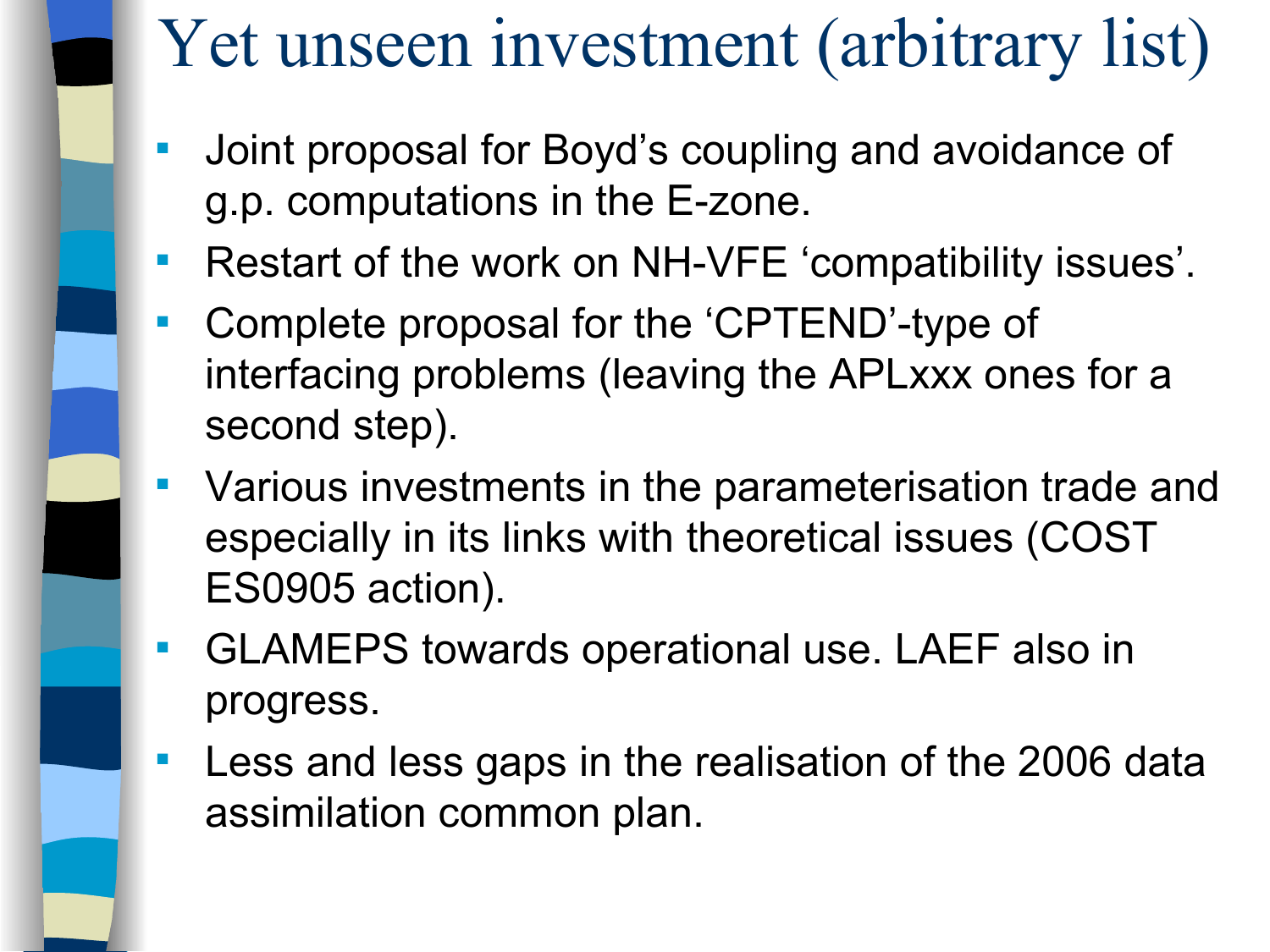# Yet unseen investment (arbitrary list)

- Joint proposal for Boyd’s coupling and avoidance of g.p. computations in the E-zone.
- Restart of the work on NH-VFE ‘compatibility issues’.
- Complete proposal for the ‘CPTEND’-type of interfacing problems (leaving the APLxxx ones for a second step).
- Various investments in the parameterisation trade and especially in its links with theoretical issues (COST ES0905 action).
- GLAMEPS towards operational use. LAEF also in progress.
- Less and less gaps in the realisation of the 2006 data assimilation common plan.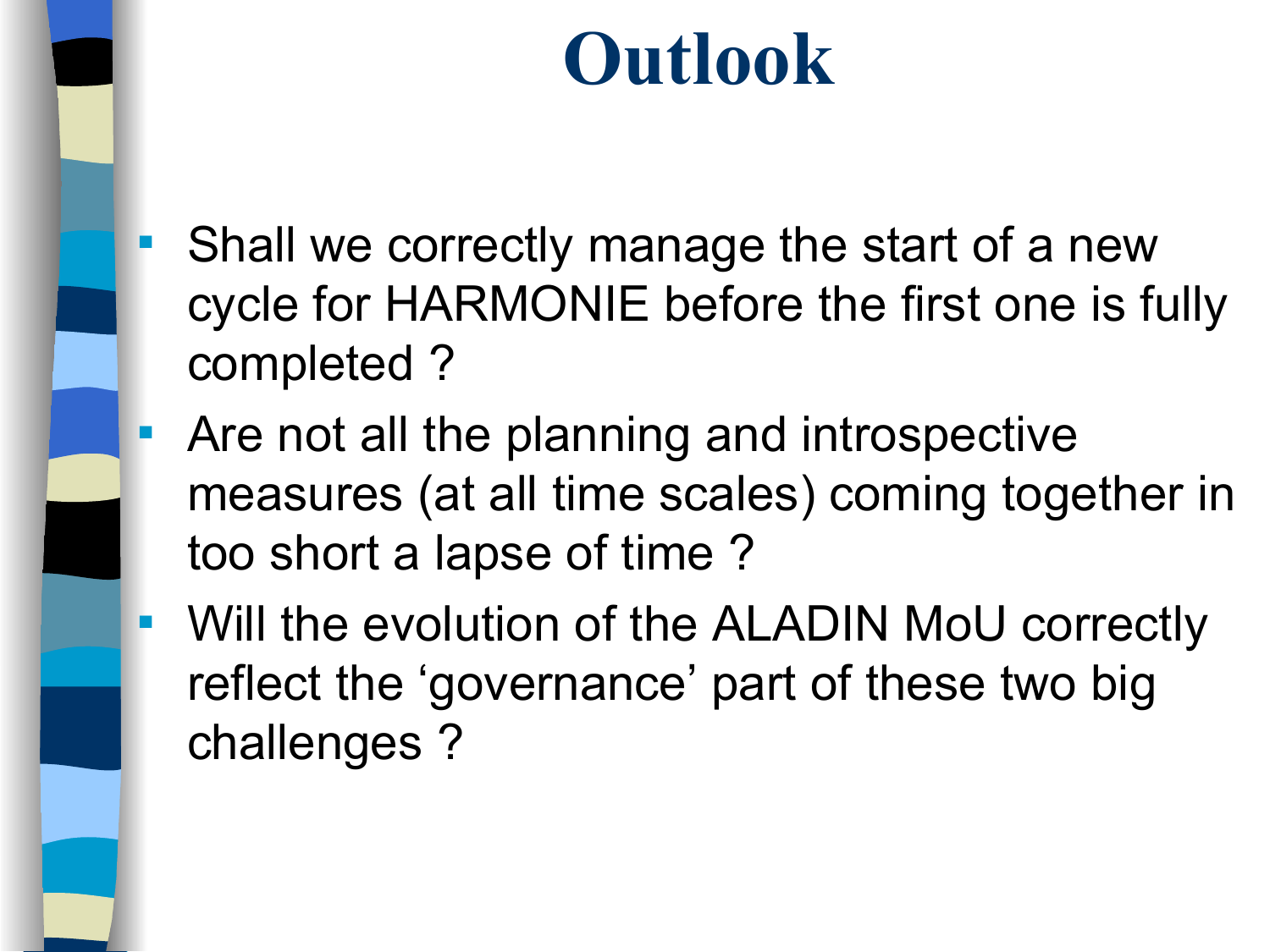# Outlook

- Shall we correctly manage the start of a new cycle for HARMONIE before the first one is fully completed ?
- Are not all the planning and introspective measures (at all time scales) coming together in too short a lapse of time ?
- Will the evolution of the ALADIN MoU correctly reflect the ‘governance’ part of these two big challenges ?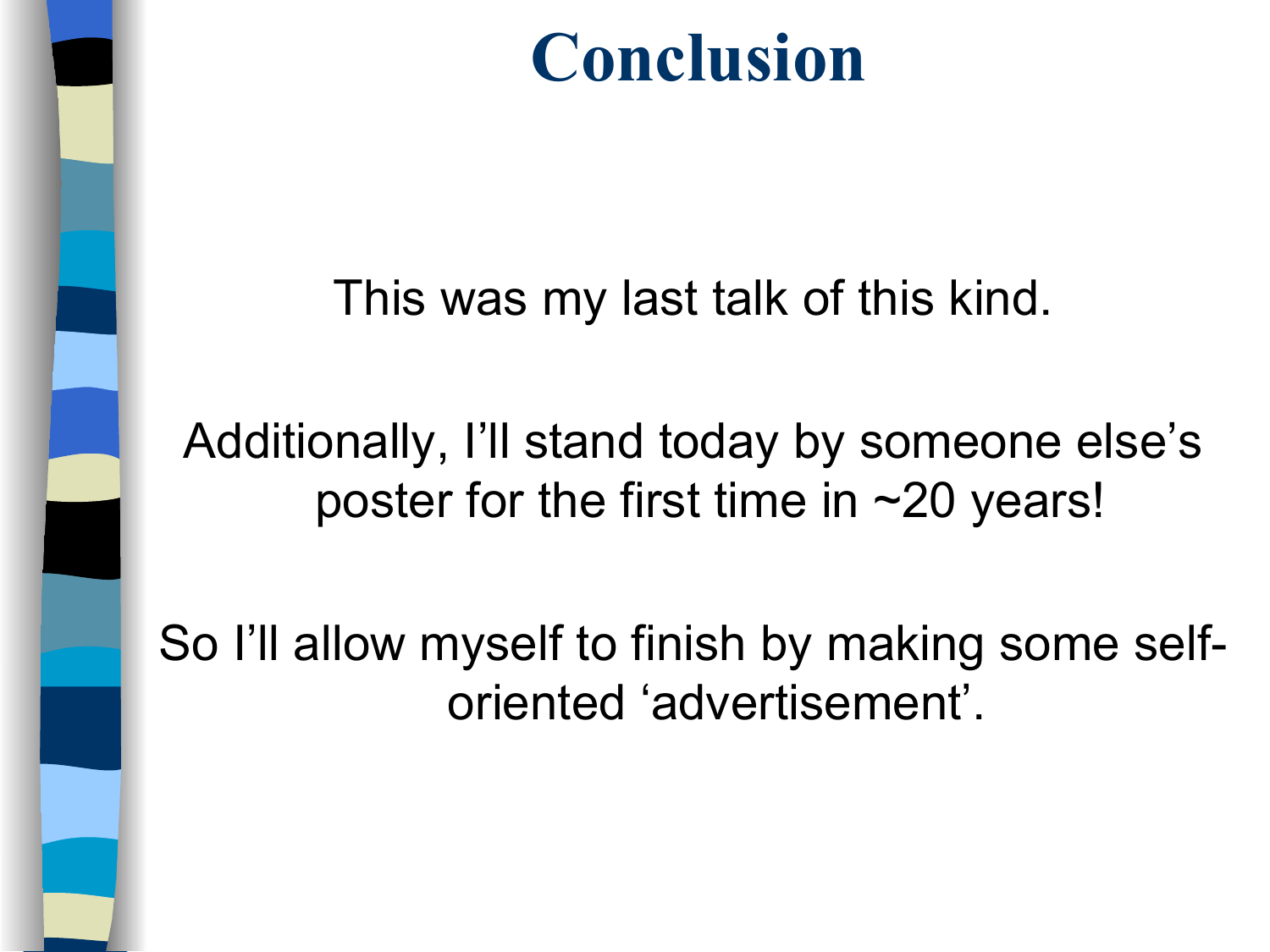# Conclusion

This was my last talk of this kind.

Additionally, I'll stand today by someone else's poster for the first time in ~20 years!

So I'll allow myself to finish by making some self-oriented 'advertisement'.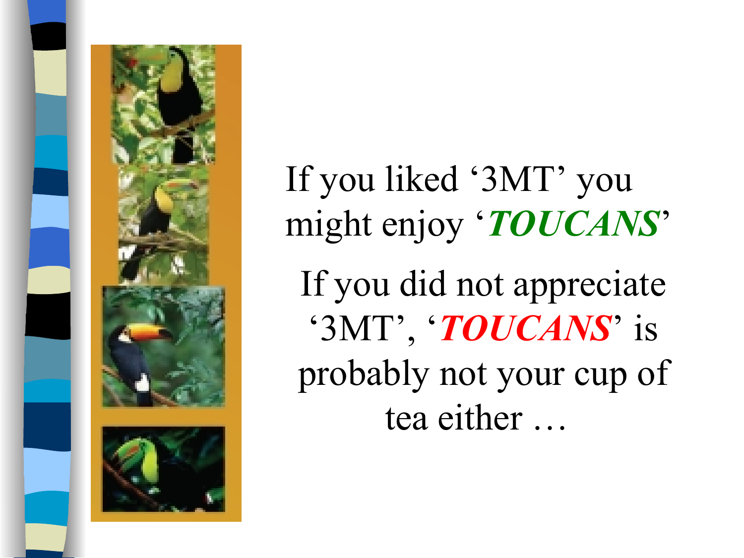If you liked '3MT' you might enjoy '***TOUCANS***'

If you did not appreciate '3MT', '***TOUCANS***' is probably not your cup of tea either …